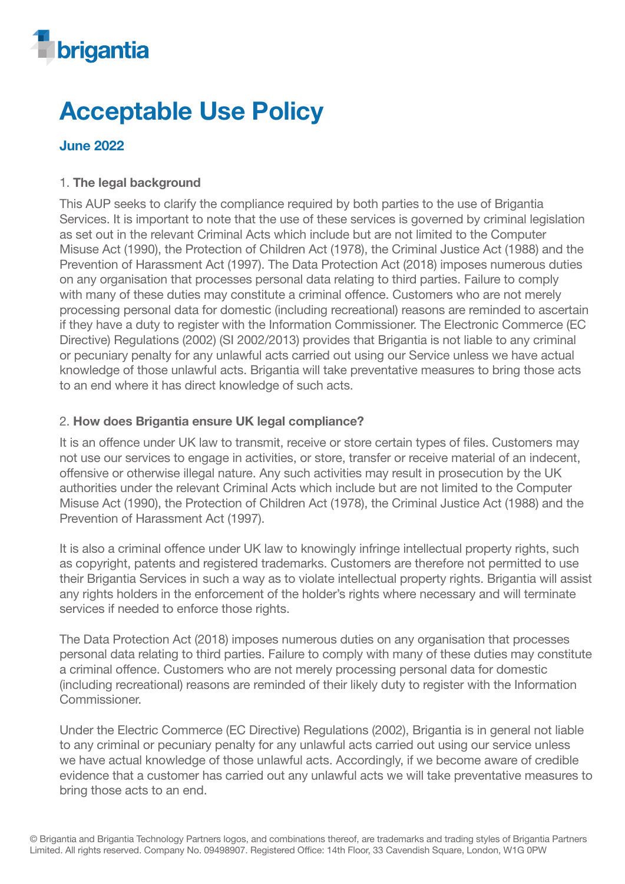brigantia

# Acceptable Use Policy

### June 2022

1. **The legal background**

This AUP seeks to clarify the compliance required by both parties to the use of Brigantia Services. It is important to note that the use of these services is governed by criminal legislation as set out in the relevant Criminal Acts which include but are not limited to the Computer Misuse Act (1990), the Protection of Children Act (1978), the Criminal Justice Act (1988) and the Prevention of Harassment Act (1997). The Data Protection Act (2018) imposes numerous duties on any organisation that processes personal data relating to third parties. Failure to comply with many of these duties may constitute a criminal offence. Customers who are not merely processing personal data for domestic (including recreational) reasons are reminded to ascertain if they have a duty to register with the Information Commissioner. The Electronic Commerce (EC Directive) Regulations (2002) (SI 2002/2013) provides that Brigantia is not liable to any criminal or pecuniary penalty for any unlawful acts carried out using our Service unless we have actual knowledge of those unlawful acts. Brigantia will take preventative measures to bring those acts to an end where it has direct knowledge of such acts.

2. **How does Brigantia ensure UK legal compliance?**

It is an offence under UK law to transmit, receive or store certain types of files. Customers may not use our services to engage in activities, or store, transfer or receive material of an indecent, offensive or otherwise illegal nature. Any such activities may result in prosecution by the UK authorities under the relevant Criminal Acts which include but are not limited to the Computer Misuse Act (1990), the Protection of Children Act (1978), the Criminal Justice Act (1988) and the Prevention of Harassment Act (1997).

It is also a criminal offence under UK law to knowingly infringe intellectual property rights, such as copyright, patents and registered trademarks. Customers are therefore not permitted to use their Brigantia Services in such a way as to violate intellectual property rights. Brigantia will assist any rights holders in the enforcement of the holder's rights where necessary and will terminate services if needed to enforce those rights.

The Data Protection Act (2018) imposes numerous duties on any organisation that processes personal data relating to third parties. Failure to comply with many of these duties may constitute a criminal offence. Customers who are not merely processing personal data for domestic (including recreational) reasons are reminded of their likely duty to register with the Information Commissioner.

Under the Electric Commerce (EC Directive) Regulations (2002), Brigantia is in general not liable to any criminal or pecuniary penalty for any unlawful acts carried out using our service unless we have actual knowledge of those unlawful acts. Accordingly, if we become aware of credible evidence that a customer has carried out any unlawful acts we will take preventative measures to bring those acts to an end.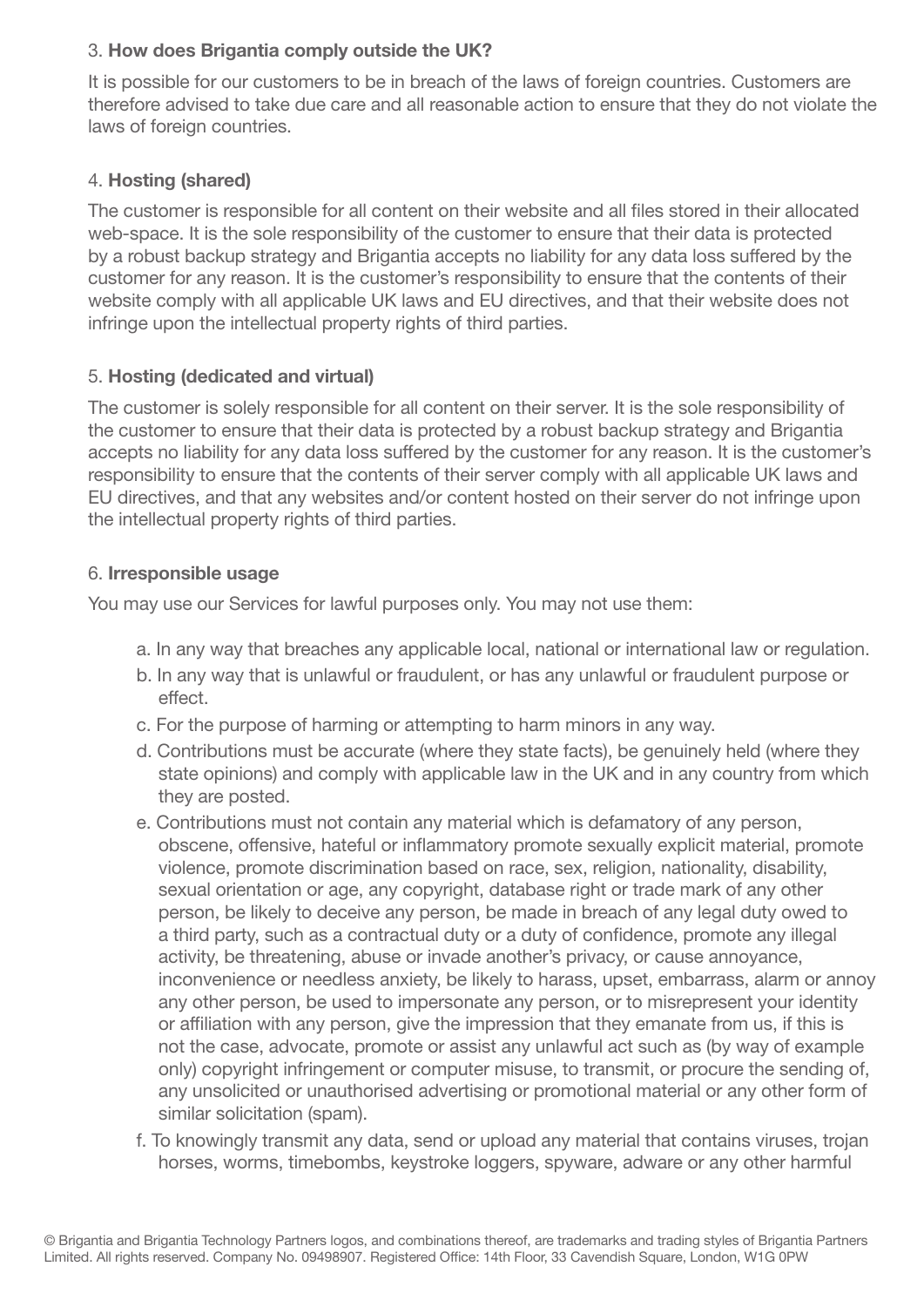3. **How does Brigantia comply outside the UK?**

It is possible for our customers to be in breach of the laws of foreign countries. Customers are therefore advised to take due care and all reasonable action to ensure that they do not violate the laws of foreign countries.

4. **Hosting (shared)**

The customer is responsible for all content on their website and all files stored in their allocated web-space. It is the sole responsibility of the customer to ensure that their data is protected by a robust backup strategy and Brigantia accepts no liability for any data loss suffered by the customer for any reason. It is the customer's responsibility to ensure that the contents of their website comply with all applicable UK laws and EU directives, and that their website does not infringe upon the intellectual property rights of third parties.

5. **Hosting (dedicated and virtual)**

The customer is solely responsible for all content on their server. It is the sole responsibility of the customer to ensure that their data is protected by a robust backup strategy and Brigantia accepts no liability for any data loss suffered by the customer for any reason. It is the customer's responsibility to ensure that the contents of their server comply with all applicable UK laws and EU directives, and that any websites and/or content hosted on their server do not infringe upon the intellectual property rights of third parties.

6. **Irresponsible usage**

You may use our Services for lawful purposes only. You may not use them:

a. In any way that breaches any applicable local, national or international law or regulation.

b. In any way that is unlawful or fraudulent, or has any unlawful or fraudulent purpose or effect.

c. For the purpose of harming or attempting to harm minors in any way.

d. Contributions must be accurate (where they state facts), be genuinely held (where they state opinions) and comply with applicable law in the UK and in any country from which they are posted.

e. Contributions must not contain any material which is defamatory of any person, obscene, offensive, hateful or inflammatory promote sexually explicit material, promote violence, promote discrimination based on race, sex, religion, nationality, disability, sexual orientation or age, any copyright, database right or trade mark of any other person, be likely to deceive any person, be made in breach of any legal duty owed to a third party, such as a contractual duty or a duty of confidence, promote any illegal activity, be threatening, abuse or invade another's privacy, or cause annoyance, inconvenience or needless anxiety, be likely to harass, upset, embarrass, alarm or annoy any other person, be used to impersonate any person, or to misrepresent your identity or affiliation with any person, give the impression that they emanate from us, if this is not the case, advocate, promote or assist any unlawful act such as (by way of example only) copyright infringement or computer misuse, to transmit, or procure the sending of, any unsolicited or unauthorised advertising or promotional material or any other form of similar solicitation (spam).

f. To knowingly transmit any data, send or upload any material that contains viruses, trojan horses, worms, timebombs, keystroke loggers, spyware, adware or any other harmful

© Brigantia and Brigantia Technology Partners logos, and combinations thereof, are trademarks and trading styles of Brigantia Partners Limited. All rights reserved. Company No. 09498907. Registered Office: 14th Floor, 33 Cavendish Square, London, W1G 0PW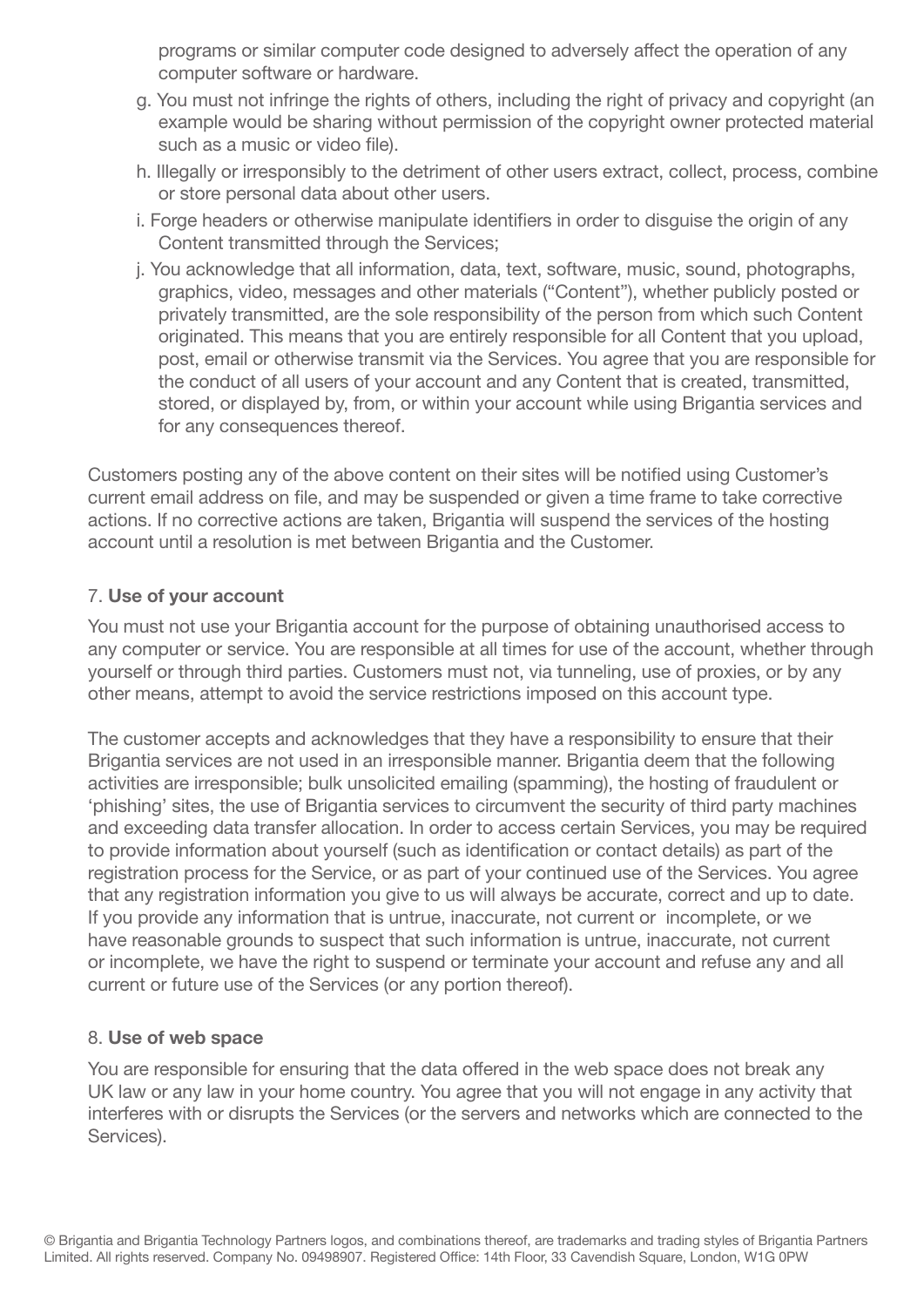programs or similar computer code designed to adversely affect the operation of any computer software or hardware.

g. You must not infringe the rights of others, including the right of privacy and copyright (an example would be sharing without permission of the copyright owner protected material such as a music or video file).

h. Illegally or irresponsibly to the detriment of other users extract, collect, process, combine or store personal data about other users.

i. Forge headers or otherwise manipulate identifiers in order to disguise the origin of any Content transmitted through the Services;

j. You acknowledge that all information, data, text, software, music, sound, photographs, graphics, video, messages and other materials ("Content"), whether publicly posted or privately transmitted, are the sole responsibility of the person from which such Content originated. This means that you are entirely responsible for all Content that you upload, post, email or otherwise transmit via the Services. You agree that you are responsible for the conduct of all users of your account and any Content that is created, transmitted, stored, or displayed by, from, or within your account while using Brigantia services and for any consequences thereof.

Customers posting any of the above content on their sites will be notified using Customer's current email address on file, and may be suspended or given a time frame to take corrective actions. If no corrective actions are taken, Brigantia will suspend the services of the hosting account until a resolution is met between Brigantia and the Customer.

7. **Use of your account**

You must not use your Brigantia account for the purpose of obtaining unauthorised access to any computer or service. You are responsible at all times for use of the account, whether through yourself or through third parties. Customers must not, via tunneling, use of proxies, or by any other means, attempt to avoid the service restrictions imposed on this account type.

The customer accepts and acknowledges that they have a responsibility to ensure that their Brigantia services are not used in an irresponsible manner. Brigantia deem that the following activities are irresponsible; bulk unsolicited emailing (spamming), the hosting of fraudulent or 'phishing' sites, the use of Brigantia services to circumvent the security of third party machines and exceeding data transfer allocation. In order to access certain Services, you may be required to provide information about yourself (such as identification or contact details) as part of the registration process for the Service, or as part of your continued use of the Services. You agree that any registration information you give to us will always be accurate, correct and up to date. If you provide any information that is untrue, inaccurate, not current or incomplete, or we have reasonable grounds to suspect that such information is untrue, inaccurate, not current or incomplete, we have the right to suspend or terminate your account and refuse any and all current or future use of the Services (or any portion thereof).

8. **Use of web space**

You are responsible for ensuring that the data offered in the web space does not break any UK law or any law in your home country. You agree that you will not engage in any activity that interferes with or disrupts the Services (or the servers and networks which are connected to the Services).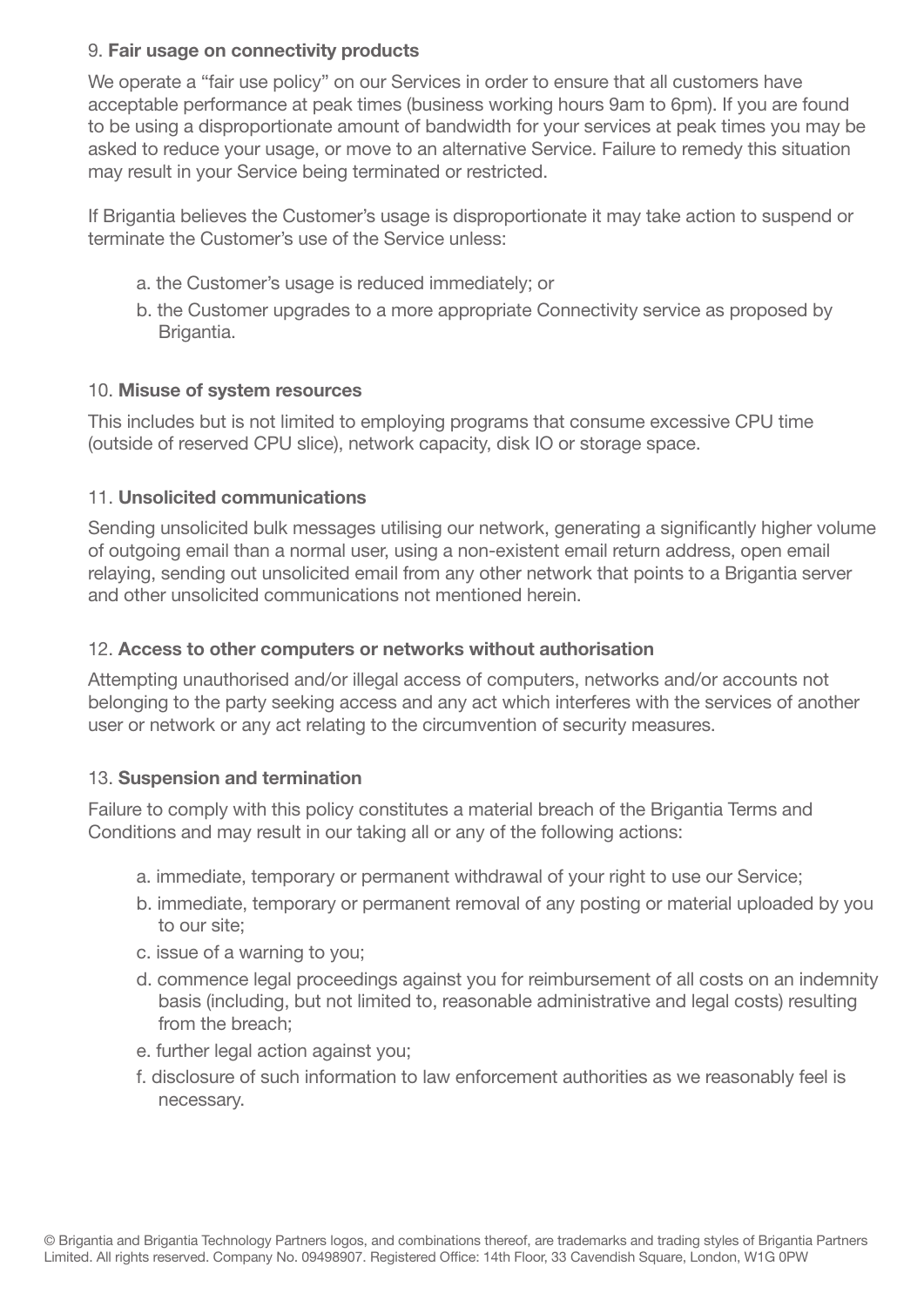9. **Fair usage on connectivity products**

We operate a "fair use policy" on our Services in order to ensure that all customers have acceptable performance at peak times (business working hours 9am to 6pm). If you are found to be using a disproportionate amount of bandwidth for your services at peak times you may be asked to reduce your usage, or move to an alternative Service. Failure to remedy this situation may result in your Service being terminated or restricted.

If Brigantia believes the Customer's usage is disproportionate it may take action to suspend or terminate the Customer's use of the Service unless:

a. the Customer's usage is reduced immediately; or
b. the Customer upgrades to a more appropriate Connectivity service as proposed by Brigantia.

10. **Misuse of system resources**

This includes but is not limited to employing programs that consume excessive CPU time (outside of reserved CPU slice), network capacity, disk IO or storage space.

11. **Unsolicited communications**

Sending unsolicited bulk messages utilising our network, generating a significantly higher volume of outgoing email than a normal user, using a non-existent email return address, open email relaying, sending out unsolicited email from any other network that points to a Brigantia server and other unsolicited communications not mentioned herein.

12. **Access to other computers or networks without authorisation**

Attempting unauthorised and/or illegal access of computers, networks and/or accounts not belonging to the party seeking access and any act which interferes with the services of another user or network or any act relating to the circumvention of security measures.

13. **Suspension and termination**

Failure to comply with this policy constitutes a material breach of the Brigantia Terms and Conditions and may result in our taking all or any of the following actions:

a. immediate, temporary or permanent withdrawal of your right to use our Service;
b. immediate, temporary or permanent removal of any posting or material uploaded by you to our site;
c. issue of a warning to you;
d. commence legal proceedings against you for reimbursement of all costs on an indemnity basis (including, but not limited to, reasonable administrative and legal costs) resulting from the breach;
e. further legal action against you;
f. disclosure of such information to law enforcement authorities as we reasonably feel is necessary.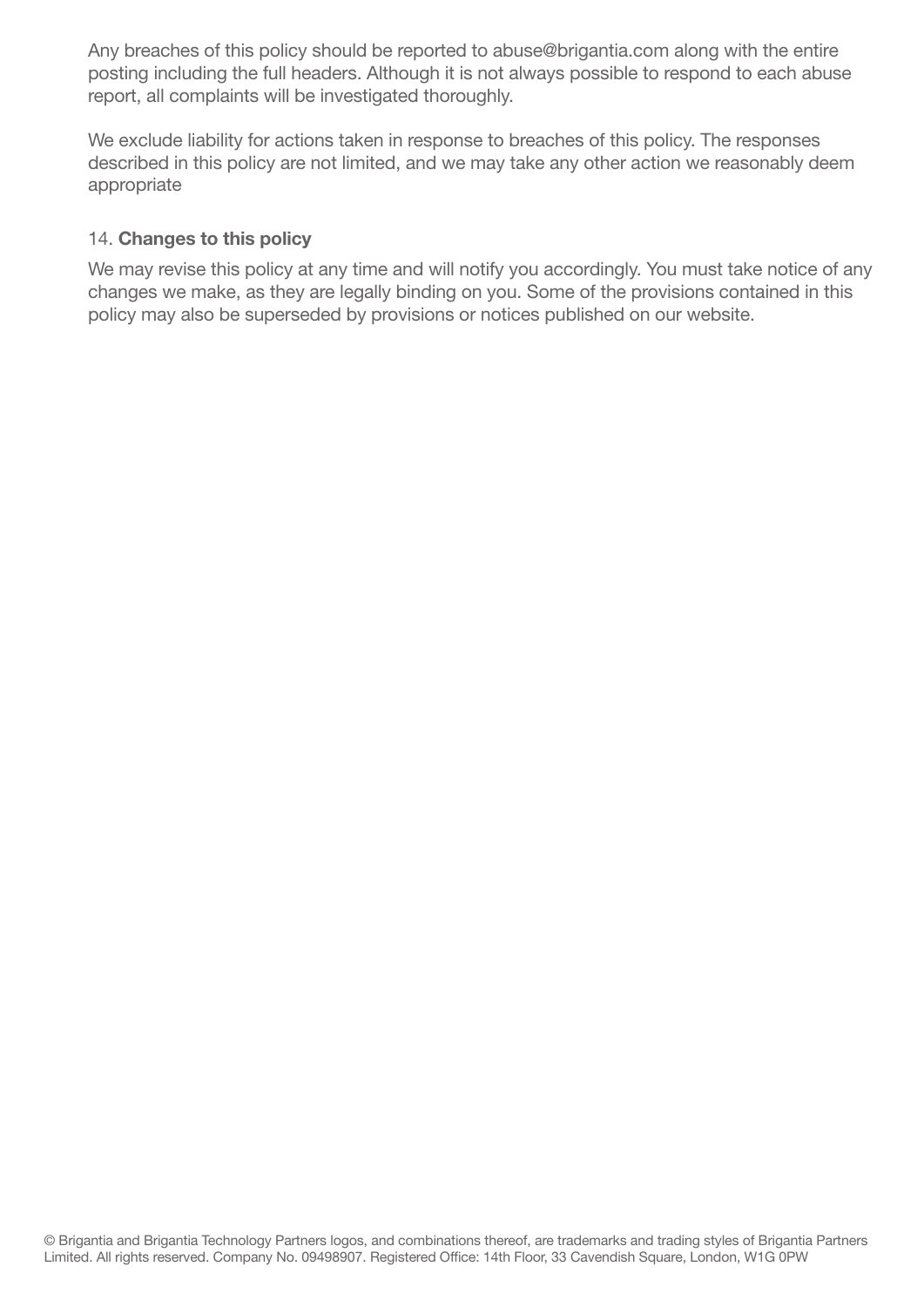Any breaches of this policy should be reported to abuse@brigantia.com along with the entire posting including the full headers. Although it is not always possible to respond to each abuse report, all complaints will be investigated thoroughly.

We exclude liability for actions taken in response to breaches of this policy. The responses described in this policy are not limited, and we may take any other action we reasonably deem appropriate

14. **Changes to this policy**

We may revise this policy at any time and will notify you accordingly. You must take notice of any changes we make, as they are legally binding on you. Some of the provisions contained in this policy may also be superseded by provisions or notices published on our website.

© Brigantia and Brigantia Technology Partners logos, and combinations thereof, are trademarks and trading styles of Brigantia Partners Limited. All rights reserved. Company No. 09498907. Registered Office: 14th Floor, 33 Cavendish Square, London, W1G 0PW